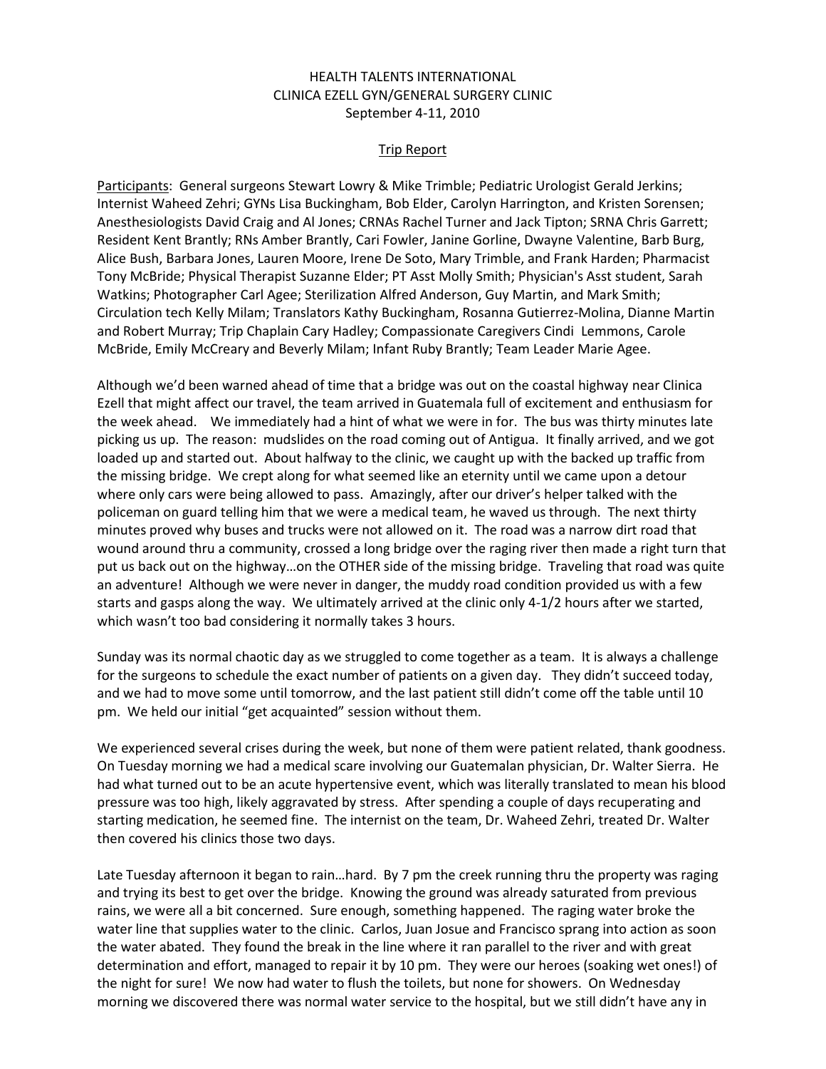HEALTH TALENTS INTERNATIONAL
CLINICA EZELL GYN/GENERAL SURGERY CLINIC
September 4-11, 2010

Trip Report

Participants: General surgeons Stewart Lowry & Mike Trimble; Pediatric Urologist Gerald Jerkins; Internist Waheed Zehri; GYNs Lisa Buckingham, Bob Elder, Carolyn Harrington, and Kristen Sorensen; Anesthesiologists David Craig and Al Jones; CRNAs Rachel Turner and Jack Tipton; SRNA Chris Garrett; Resident Kent Brantly; RNs Amber Brantly, Cari Fowler, Janine Gorline, Dwayne Valentine, Barb Burg, Alice Bush, Barbara Jones, Lauren Moore, Irene De Soto, Mary Trimble, and Frank Harden; Pharmacist Tony McBride; Physical Therapist Suzanne Elder; PT Asst Molly Smith; Physician's Asst student, Sarah Watkins; Photographer Carl Agee; Sterilization Alfred Anderson, Guy Martin, and Mark Smith; Circulation tech Kelly Milam; Translators Kathy Buckingham, Rosanna Gutierrez-Molina, Dianne Martin and Robert Murray; Trip Chaplain Cary Hadley; Compassionate Caregivers Cindi Lemmons, Carole McBride, Emily McCreary and Beverly Milam; Infant Ruby Brantly; Team Leader Marie Agee.

Although we'd been warned ahead of time that a bridge was out on the coastal highway near Clinica Ezell that might affect our travel, the team arrived in Guatemala full of excitement and enthusiasm for the week ahead. We immediately had a hint of what we were in for. The bus was thirty minutes late picking us up. The reason: mudslides on the road coming out of Antigua. It finally arrived, and we got loaded up and started out. About halfway to the clinic, we caught up with the backed up traffic from the missing bridge. We crept along for what seemed like an eternity until we came upon a detour where only cars were being allowed to pass. Amazingly, after our driver's helper talked with the policeman on guard telling him that we were a medical team, he waved us through. The next thirty minutes proved why buses and trucks were not allowed on it. The road was a narrow dirt road that wound around thru a community, crossed a long bridge over the raging river then made a right turn that put us back out on the highway…on the OTHER side of the missing bridge. Traveling that road was quite an adventure! Although we were never in danger, the muddy road condition provided us with a few starts and gasps along the way. We ultimately arrived at the clinic only 4-1/2 hours after we started, which wasn't too bad considering it normally takes 3 hours.

Sunday was its normal chaotic day as we struggled to come together as a team. It is always a challenge for the surgeons to schedule the exact number of patients on a given day. They didn't succeed today, and we had to move some until tomorrow, and the last patient still didn't come off the table until 10 pm. We held our initial "get acquainted" session without them.

We experienced several crises during the week, but none of them were patient related, thank goodness. On Tuesday morning we had a medical scare involving our Guatemalan physician, Dr. Walter Sierra. He had what turned out to be an acute hypertensive event, which was literally translated to mean his blood pressure was too high, likely aggravated by stress. After spending a couple of days recuperating and starting medication, he seemed fine. The internist on the team, Dr. Waheed Zehri, treated Dr. Walter then covered his clinics those two days.

Late Tuesday afternoon it began to rain…hard. By 7 pm the creek running thru the property was raging and trying its best to get over the bridge. Knowing the ground was already saturated from previous rains, we were all a bit concerned. Sure enough, something happened. The raging water broke the water line that supplies water to the clinic. Carlos, Juan Josue and Francisco sprang into action as soon the water abated. They found the break in the line where it ran parallel to the river and with great determination and effort, managed to repair it by 10 pm. They were our heroes (soaking wet ones!) of the night for sure! We now had water to flush the toilets, but none for showers. On Wednesday morning we discovered there was normal water service to the hospital, but we still didn't have any in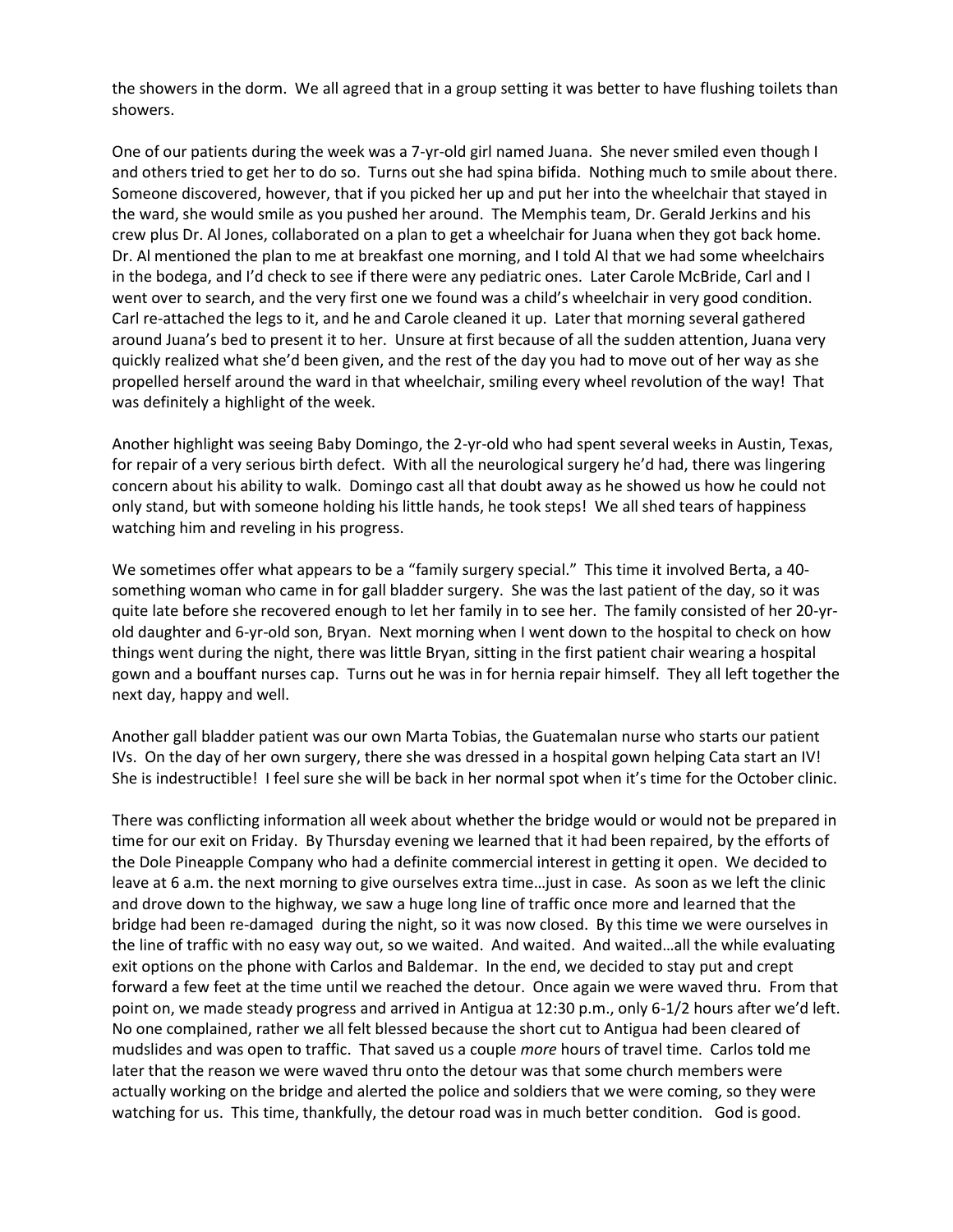the showers in the dorm. We all agreed that in a group setting it was better to have flushing toilets than showers.

One of our patients during the week was a 7-yr-old girl named Juana. She never smiled even though I and others tried to get her to do so. Turns out she had spina bifida. Nothing much to smile about there. Someone discovered, however, that if you picked her up and put her into the wheelchair that stayed in the ward, she would smile as you pushed her around. The Memphis team, Dr. Gerald Jerkins and his crew plus Dr. Al Jones, collaborated on a plan to get a wheelchair for Juana when they got back home. Dr. Al mentioned the plan to me at breakfast one morning, and I told Al that we had some wheelchairs in the bodega, and I'd check to see if there were any pediatric ones. Later Carole McBride, Carl and I went over to search, and the very first one we found was a child's wheelchair in very good condition. Carl re-attached the legs to it, and he and Carole cleaned it up. Later that morning several gathered around Juana's bed to present it to her. Unsure at first because of all the sudden attention, Juana very quickly realized what she'd been given, and the rest of the day you had to move out of her way as she propelled herself around the ward in that wheelchair, smiling every wheel revolution of the way! That was definitely a highlight of the week.

Another highlight was seeing Baby Domingo, the 2-yr-old who had spent several weeks in Austin, Texas, for repair of a very serious birth defect. With all the neurological surgery he'd had, there was lingering concern about his ability to walk. Domingo cast all that doubt away as he showed us how he could not only stand, but with someone holding his little hands, he took steps! We all shed tears of happiness watching him and reveling in his progress.

We sometimes offer what appears to be a "family surgery special." This time it involved Berta, a 40-something woman who came in for gall bladder surgery. She was the last patient of the day, so it was quite late before she recovered enough to let her family in to see her. The family consisted of her 20-yr-old daughter and 6-yr-old son, Bryan. Next morning when I went down to the hospital to check on how things went during the night, there was little Bryan, sitting in the first patient chair wearing a hospital gown and a bouffant nurses cap. Turns out he was in for hernia repair himself. They all left together the next day, happy and well.

Another gall bladder patient was our own Marta Tobias, the Guatemalan nurse who starts our patient IVs. On the day of her own surgery, there she was dressed in a hospital gown helping Cata start an IV! She is indestructible! I feel sure she will be back in her normal spot when it's time for the October clinic.

There was conflicting information all week about whether the bridge would or would not be prepared in time for our exit on Friday. By Thursday evening we learned that it had been repaired, by the efforts of the Dole Pineapple Company who had a definite commercial interest in getting it open. We decided to leave at 6 a.m. the next morning to give ourselves extra time…just in case. As soon as we left the clinic and drove down to the highway, we saw a huge long line of traffic once more and learned that the bridge had been re-damaged during the night, so it was now closed. By this time we were ourselves in the line of traffic with no easy way out, so we waited. And waited. And waited…all the while evaluating exit options on the phone with Carlos and Baldemar. In the end, we decided to stay put and crept forward a few feet at the time until we reached the detour. Once again we were waved thru. From that point on, we made steady progress and arrived in Antigua at 12:30 p.m., only 6-1/2 hours after we'd left. No one complained, rather we all felt blessed because the short cut to Antigua had been cleared of mudslides and was open to traffic. That saved us a couple *more* hours of travel time. Carlos told me later that the reason we were waved thru onto the detour was that some church members were actually working on the bridge and alerted the police and soldiers that we were coming, so they were watching for us. This time, thankfully, the detour road was in much better condition. God is good.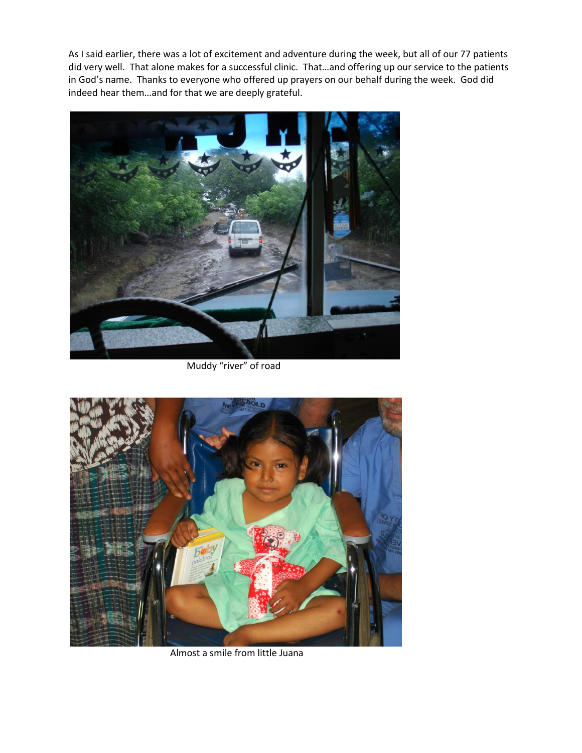As I said earlier, there was a lot of excitement and adventure during the week, but all of our 77 patients did very well. That alone makes for a successful clinic. That…and offering up our service to the patients in God's name. Thanks to everyone who offered up prayers on our behalf during the week. God did indeed hear them…and for that we are deeply grateful.

Muddy "river" of road

Almost a smile from little Juana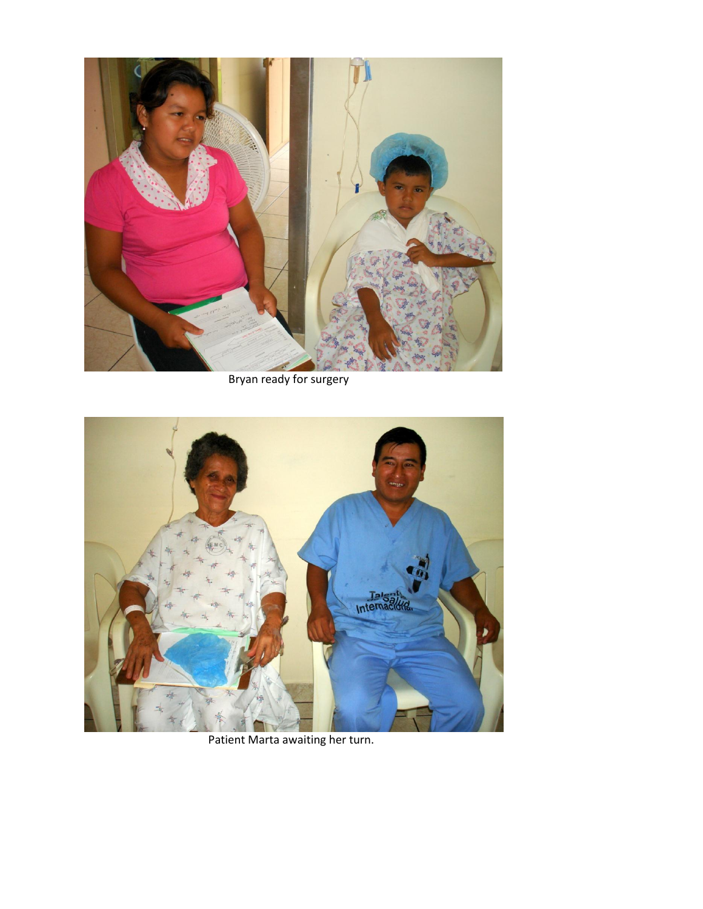Bryan ready for surgery

Patient Marta awaiting her turn.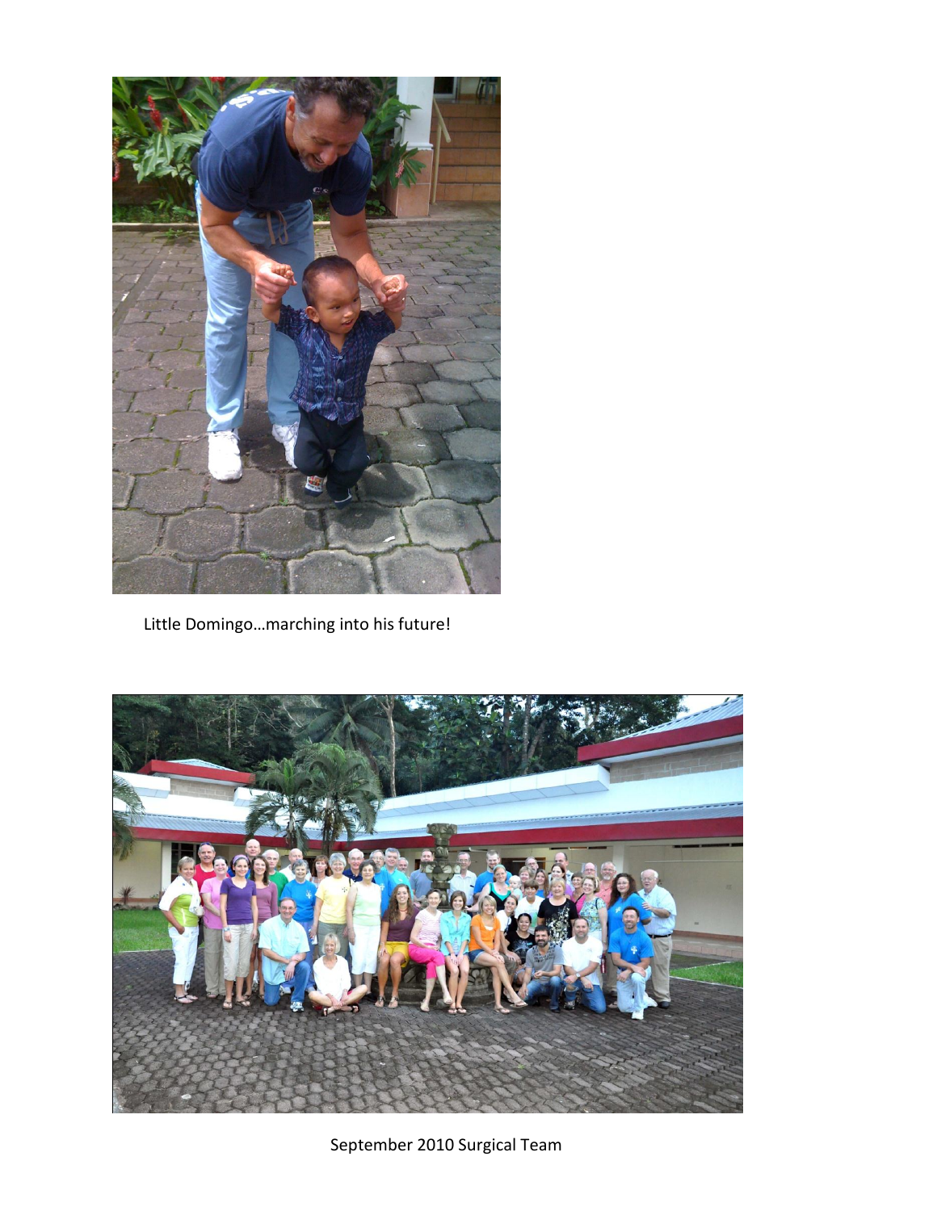Little Domingo…marching into his future!

September 2010 Surgical Team